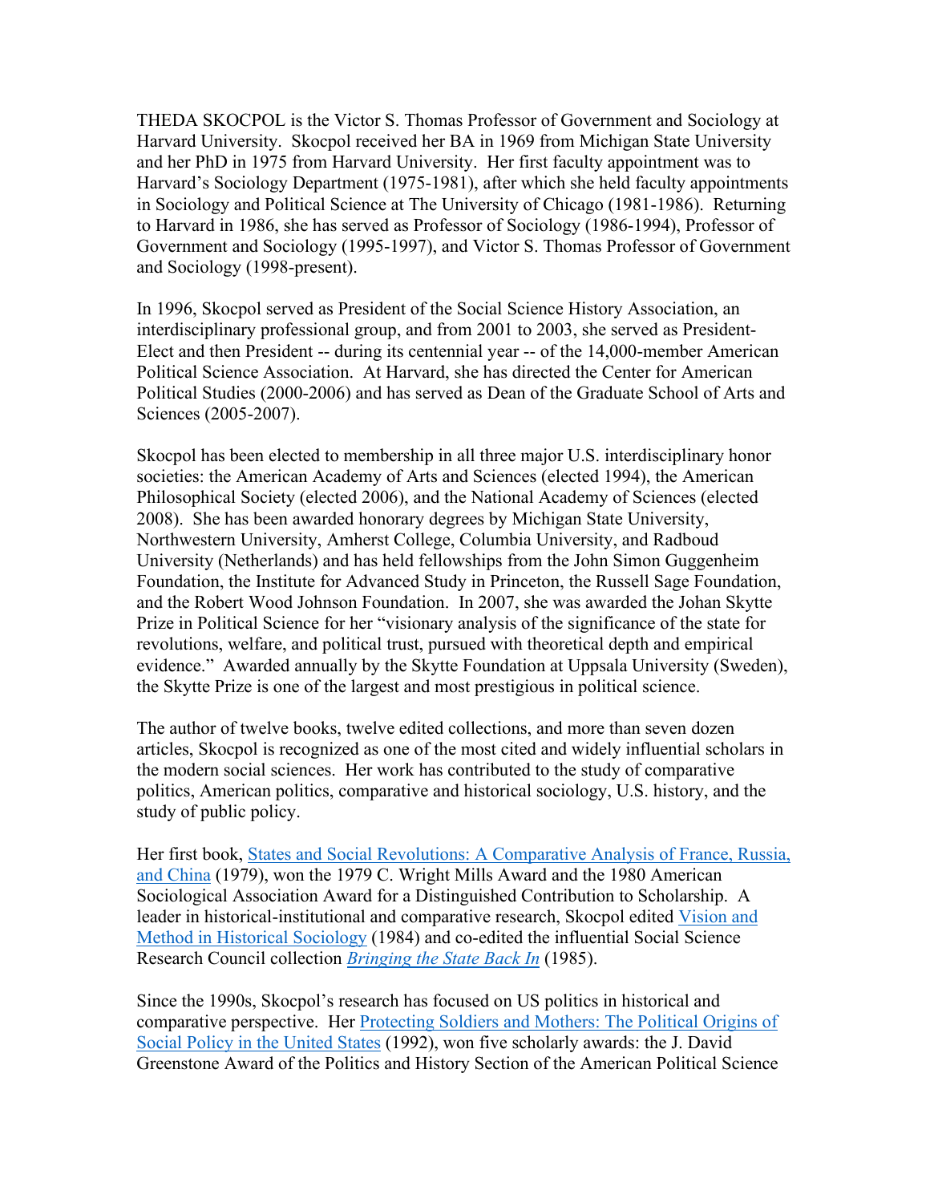THEDA SKOCPOL is the Victor S. Thomas Professor of Government and Sociology at Harvard University. Skocpol received her BA in 1969 from Michigan State University and her PhD in 1975 from Harvard University. Her first faculty appointment was to Harvard's Sociology Department (1975-1981), after which she held faculty appointments in Sociology and Political Science at The University of Chicago (1981-1986). Returning to Harvard in 1986, she has served as Professor of Sociology (1986-1994), Professor of Government and Sociology (1995-1997), and Victor S. Thomas Professor of Government and Sociology (1998-present).

In 1996, Skocpol served as President of the Social Science History Association, an interdisciplinary professional group, and from 2001 to 2003, she served as President-Elect and then President -- during its centennial year -- of the 14,000-member American Political Science Association. At Harvard, she has directed the Center for American Political Studies (2000-2006) and has served as Dean of the Graduate School of Arts and Sciences (2005-2007).

Skocpol has been elected to membership in all three major U.S. interdisciplinary honor societies: the American Academy of Arts and Sciences (elected 1994), the American Philosophical Society (elected 2006), and the National Academy of Sciences (elected 2008). She has been awarded honorary degrees by Michigan State University, Northwestern University, Amherst College, Columbia University, and Radboud University (Netherlands) and has held fellowships from the John Simon Guggenheim Foundation, the Institute for Advanced Study in Princeton, the Russell Sage Foundation, and the Robert Wood Johnson Foundation. In 2007, she was awarded the Johan Skytte Prize in Political Science for her "visionary analysis of the significance of the state for revolutions, welfare, and political trust, pursued with theoretical depth and empirical evidence." Awarded annually by the Skytte Foundation at Uppsala University (Sweden), the Skytte Prize is one of the largest and most prestigious in political science.

The author of twelve books, twelve edited collections, and more than seven dozen articles, Skocpol is recognized as one of the most cited and widely influential scholars in the modern social sciences. Her work has contributed to the study of comparative politics, American politics, comparative and historical sociology, U.S. history, and the study of public policy.

Her first book, States and Social Revolutions: A Comparative Analysis of France, Russia, and China (1979), won the 1979 C. Wright Mills Award and the 1980 American Sociological Association Award for a Distinguished Contribution to Scholarship. A leader in historical-institutional and comparative research, Skocpol edited Vision and Method in Historical Sociology (1984) and co-edited the influential Social Science Research Council collection *Bringing the State Back In* (1985).

Since the 1990s, Skocpol's research has focused on US politics in historical and comparative perspective. Her Protecting Soldiers and Mothers: The Political Origins of Social Policy in the United States (1992), won five scholarly awards: the J. David Greenstone Award of the Politics and History Section of the American Political Science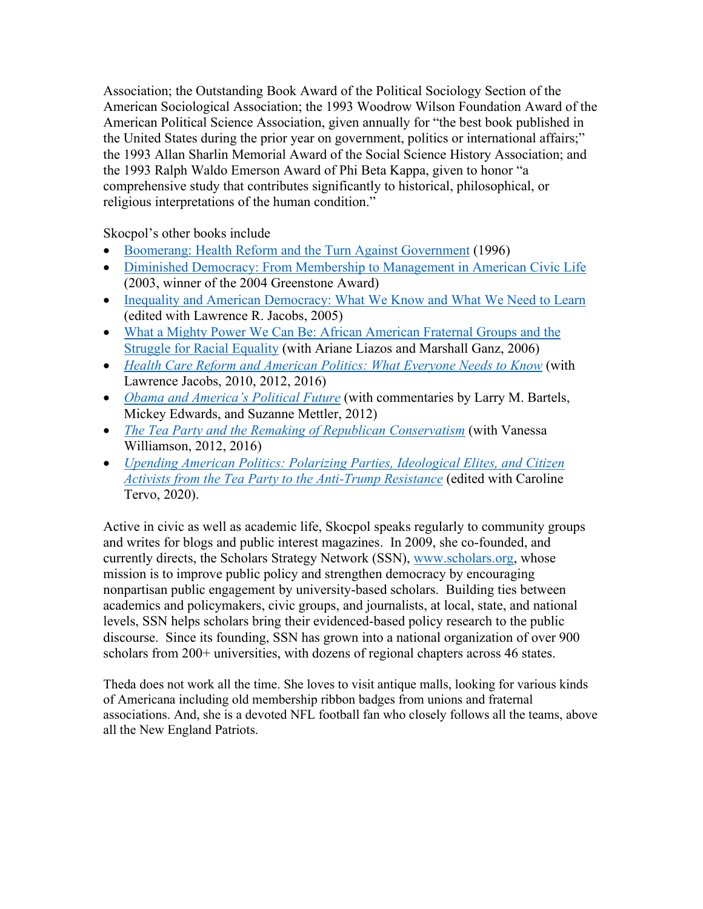Association; the Outstanding Book Award of the Political Sociology Section of the American Sociological Association; the 1993 Woodrow Wilson Foundation Award of the American Political Science Association, given annually for "the best book published in the United States during the prior year on government, politics or international affairs;" the 1993 Allan Sharlin Memorial Award of the Social Science History Association; and the 1993 Ralph Waldo Emerson Award of Phi Beta Kappa, given to honor "a comprehensive study that contributes significantly to historical, philosophical, or religious interpretations of the human condition."

Skocpol's other books include

- Boomerang: Health Reform and the Turn Against Government (1996)
- Diminished Democracy: From Membership to Management in American Civic Life (2003, winner of the 2004 Greenstone Award)
- Inequality and American Democracy: What We Know and What We Need to Learn (edited with Lawrence R. Jacobs, 2005)
- What a Mighty Power We Can Be: African American Fraternal Groups and the Struggle for Racial Equality (with Ariane Liazos and Marshall Ganz, 2006)
- *Health Care Reform and American Politics: What Everyone Needs to Know* (with Lawrence Jacobs, 2010, 2012, 2016)
- *Obama and America's Political Future* (with commentaries by Larry M. Bartels, Mickey Edwards, and Suzanne Mettler, 2012)
- *The Tea Party and the Remaking of Republican Conservatism* (with Vanessa Williamson, 2012, 2016)
- *Upending American Politics: Polarizing Parties, Ideological Elites, and Citizen Activists from the Tea Party to the Anti-Trump Resistance* (edited with Caroline Tervo, 2020).

Active in civic as well as academic life, Skocpol speaks regularly to community groups and writes for blogs and public interest magazines. In 2009, she co-founded, and currently directs, the Scholars Strategy Network (SSN), www.scholars.org, whose mission is to improve public policy and strengthen democracy by encouraging nonpartisan public engagement by university-based scholars. Building ties between academics and policymakers, civic groups, and journalists, at local, state, and national levels, SSN helps scholars bring their evidenced-based policy research to the public discourse. Since its founding, SSN has grown into a national organization of over 900 scholars from 200+ universities, with dozens of regional chapters across 46 states.

Theda does not work all the time. She loves to visit antique malls, looking for various kinds of Americana including old membership ribbon badges from unions and fraternal associations. And, she is a devoted NFL football fan who closely follows all the teams, above all the New England Patriots.